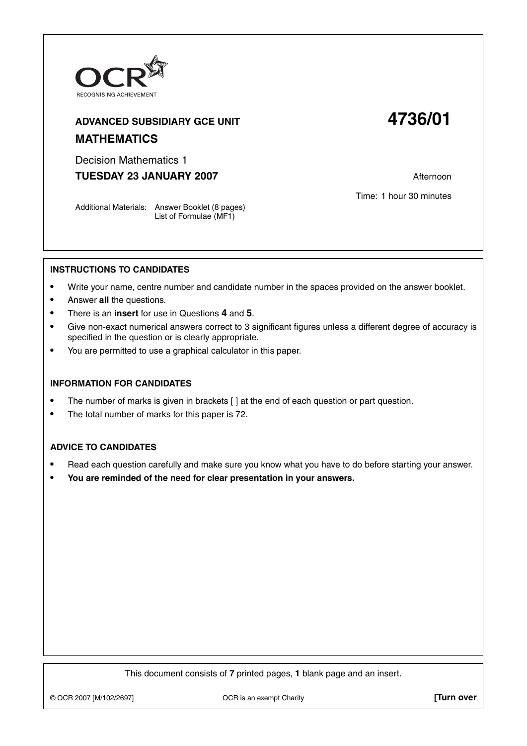OCR
RECOGNISING ACHIEVEMENT

**ADVANCED SUBSIDIARY GCE UNIT**

# 4736/01

**MATHEMATICS**

Decision Mathematics 1

**TUESDAY 23 JANUARY 2007**

Afternoon

Time: 1 hour 30 minutes

Additional Materials: Answer Booklet (8 pages)
List of Formulae (MF1)

**INSTRUCTIONS TO CANDIDATES**

- Write your name, centre number and candidate number in the spaces provided on the answer booklet.
- Answer **all** the questions.
- There is an **insert** for use in Questions **4** and **5**.
- Give non-exact numerical answers correct to 3 significant figures unless a different degree of accuracy is specified in the question or is clearly appropriate.
- You are permitted to use a graphical calculator in this paper.

**INFORMATION FOR CANDIDATES**

- The number of marks is given in brackets [ ] at the end of each question or part question.
- The total number of marks for this paper is 72.

**ADVICE TO CANDIDATES**

- Read each question carefully and make sure you know what you have to do before starting your answer.
- **You are reminded of the need for clear presentation in your answers.**

This document consists of **7** printed pages, **1** blank page and an insert.

© OCR 2007 [M/102/2697] OCR is an exempt Charity **[Turn over**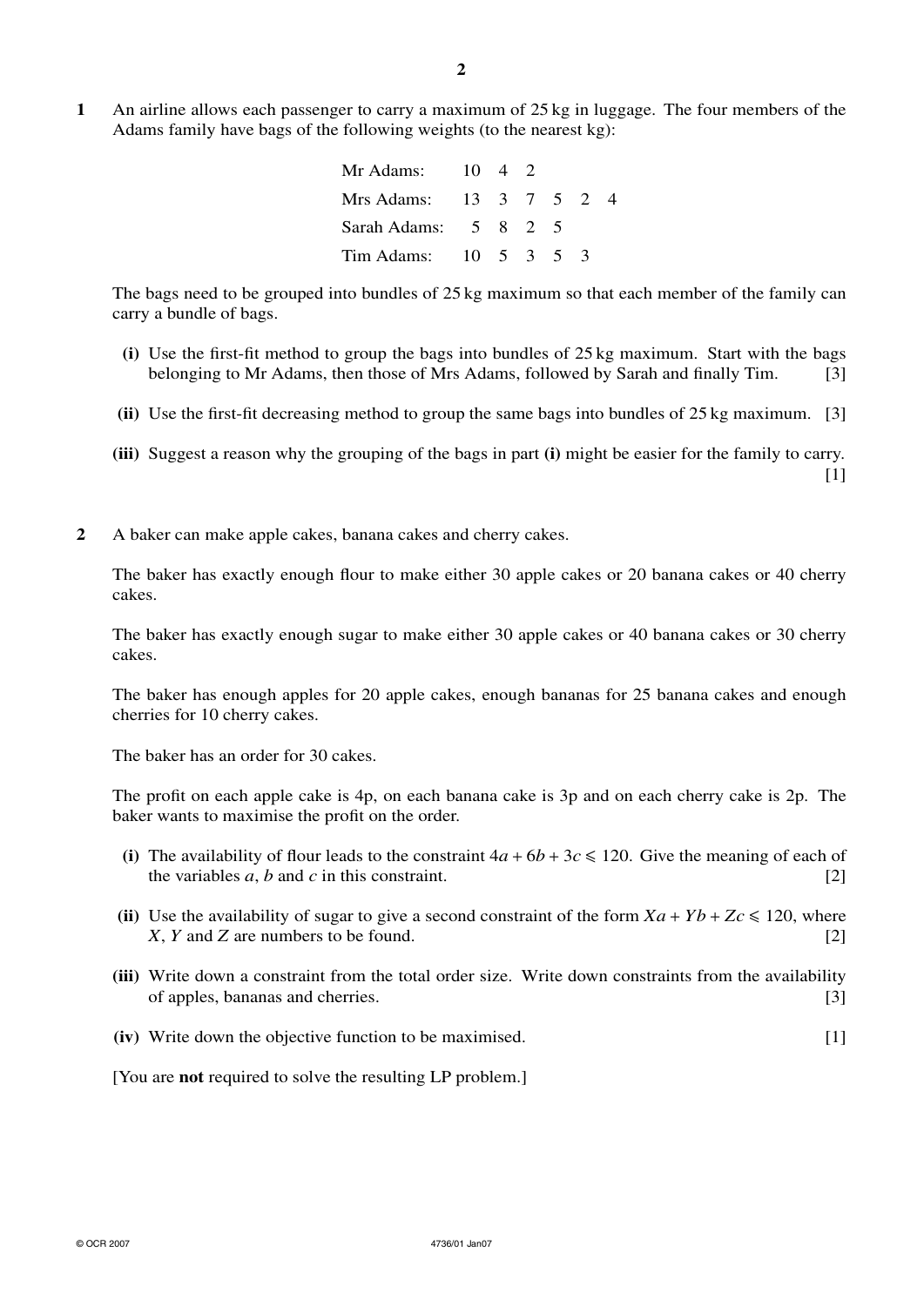**1** An airline allows each passenger to carry a maximum of 25 kg in luggage. The four members of the Adams family have bags of the following weights (to the nearest kg):

| | | | | | | |
|---|---|---|---|---|---|---|
| Mr Adams: | 10 | 4 | 2 | | | |
| Mrs Adams: | 13 | 3 | 7 | 5 | 2 | 4 |
| Sarah Adams: | 5 | 8 | 2 | 5 | | |
| Tim Adams: | 10 | 5 | 3 | 5 | 3 | |

The bags need to be grouped into bundles of 25 kg maximum so that each member of the family can carry a bundle of bags.

**(i)** Use the first-fit method to group the bags into bundles of 25 kg maximum. Start with the bags belonging to Mr Adams, then those of Mrs Adams, followed by Sarah and finally Tim. [3]

**(ii)** Use the first-fit decreasing method to group the same bags into bundles of 25 kg maximum. [3]

**(iii)** Suggest a reason why the grouping of the bags in part **(i)** might be easier for the family to carry. [1]

**2** A baker can make apple cakes, banana cakes and cherry cakes.

The baker has exactly enough flour to make either 30 apple cakes or 20 banana cakes or 40 cherry cakes.

The baker has exactly enough sugar to make either 30 apple cakes or 40 banana cakes or 30 cherry cakes.

The baker has enough apples for 20 apple cakes, enough bananas for 25 banana cakes and enough cherries for 10 cherry cakes.

The baker has an order for 30 cakes.

The profit on each apple cake is 4p, on each banana cake is 3p and on each cherry cake is 2p. The baker wants to maximise the profit on the order.

**(i)** The availability of flour leads to the constraint $4a + 6b + 3c \leqslant 120$. Give the meaning of each of the variables $a$, $b$ and $c$ in this constraint. [2]

**(ii)** Use the availability of sugar to give a second constraint of the form $Xa + Yb + Zc \leqslant 120$, where $X$, $Y$ and $Z$ are numbers to be found. [2]

**(iii)** Write down a constraint from the total order size. Write down constraints from the availability of apples, bananas and cherries. [3]

**(iv)** Write down the objective function to be maximised. [1]

[You are **not** required to solve the resulting LP problem.]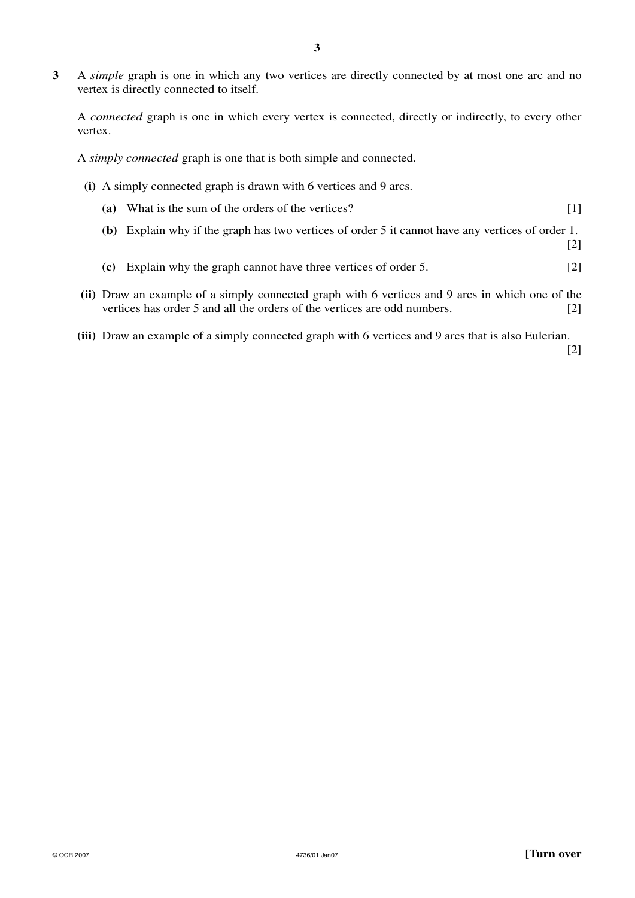**3** A *simple* graph is one in which any two vertices are directly connected by at most one arc and no vertex is directly connected to itself.

A *connected* graph is one in which every vertex is connected, directly or indirectly, to every other vertex.

A *simply connected* graph is one that is both simple and connected.

**(i)** A simply connected graph is drawn with 6 vertices and 9 arcs.

**(a)** What is the sum of the orders of the vertices? [1]

**(b)** Explain why if the graph has two vertices of order 5 it cannot have any vertices of order 1. [2]

**(c)** Explain why the graph cannot have three vertices of order 5. [2]

**(ii)** Draw an example of a simply connected graph with 6 vertices and 9 arcs in which one of the vertices has order 5 and all the orders of the vertices are odd numbers. [2]

**(iii)** Draw an example of a simply connected graph with 6 vertices and 9 arcs that is also Eulerian. [2]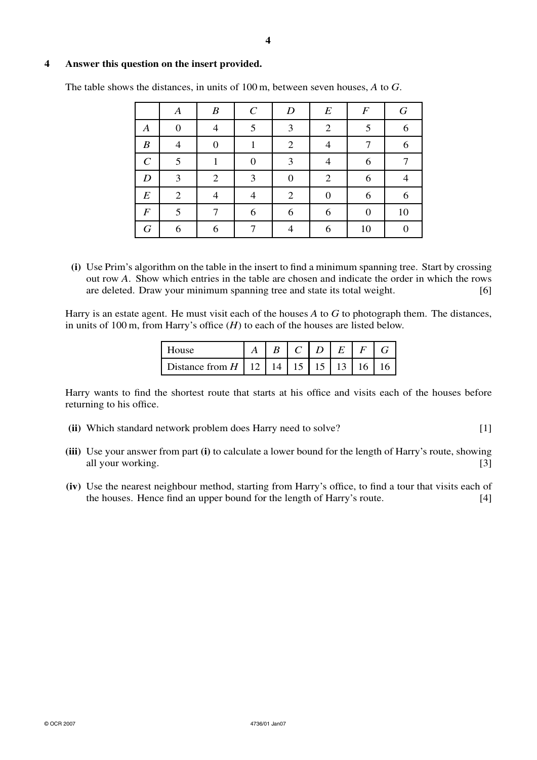**4 Answer this question on the insert provided.**

The table shows the distances, in units of 100 m, between seven houses, $A$ to $G$.

| | $A$ | $B$ | $C$ | $D$ | $E$ | $F$ | $G$ |
|---|---|---|---|---|---|---|---|
| $A$ | 0 | 4 | 5 | 3 | 2 | 5 | 6 |
| $B$ | 4 | 0 | 1 | 2 | 4 | 7 | 6 |
| $C$ | 5 | 1 | 0 | 3 | 4 | 6 | 7 |
| $D$ | 3 | 2 | 3 | 0 | 2 | 6 | 4 |
| $E$ | 2 | 4 | 4 | 2 | 0 | 6 | 6 |
| $F$ | 5 | 7 | 6 | 6 | 6 | 0 | 10 |
| $G$ | 6 | 6 | 7 | 4 | 6 | 10 | 0 |

**(i)** Use Prim's algorithm on the table in the insert to find a minimum spanning tree. Start by crossing out row $A$. Show which entries in the table are chosen and indicate the order in which the rows are deleted. Draw your minimum spanning tree and state its total weight. [6]

Harry is an estate agent. He must visit each of the houses $A$ to $G$ to photograph them. The distances, in units of 100 m, from Harry's office ($H$) to each of the houses are listed below.

| House | $A$ | $B$ | $C$ | $D$ | $E$ | $F$ | $G$ |
|---|---|---|---|---|---|---|---|
| Distance from $H$ | 12 | 14 | 15 | 15 | 13 | 16 | 16 |

Harry wants to find the shortest route that starts at his office and visits each of the houses before returning to his office.

**(ii)** Which standard network problem does Harry need to solve? [1]

**(iii)** Use your answer from part **(i)** to calculate a lower bound for the length of Harry's route, showing all your working. [3]

**(iv)** Use the nearest neighbour method, starting from Harry's office, to find a tour that visits each of the houses. Hence find an upper bound for the length of Harry's route. [4]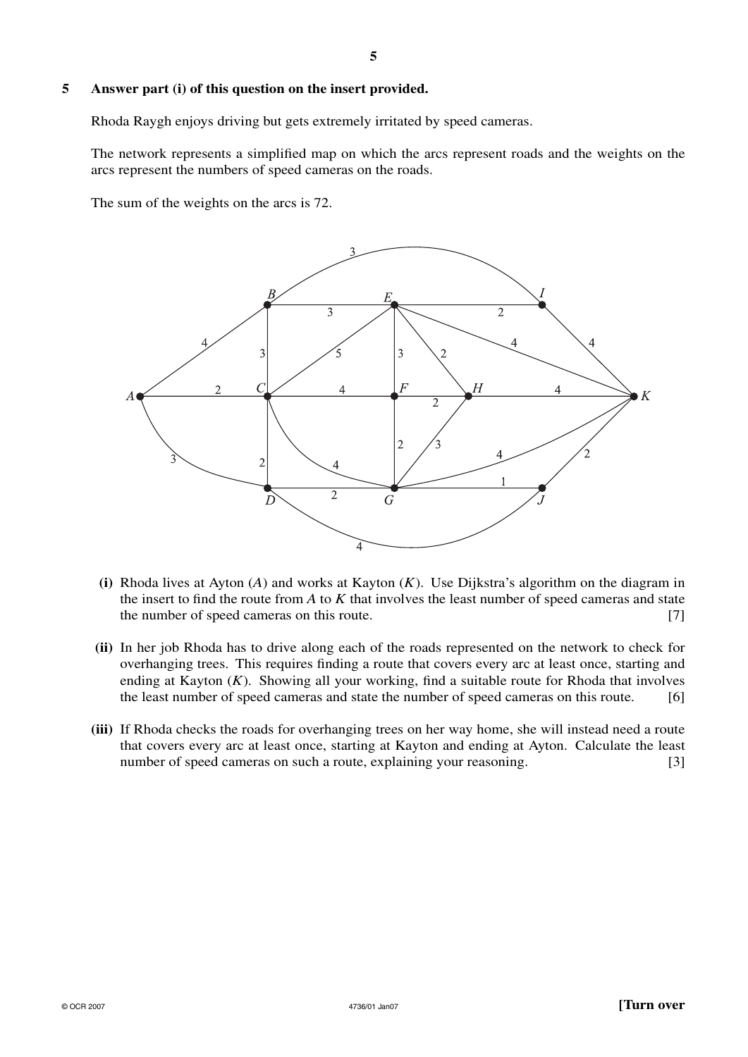**5** **Answer part (i) of this question on the insert provided.**

Rhoda Raygh enjoys driving but gets extremely irritated by speed cameras.

The network represents a simplified map on which the arcs represent roads and the weights on the arcs represent the numbers of speed cameras on the roads.

The sum of the weights on the arcs is 72.

**(i)** Rhoda lives at Ayton ($A$) and works at Kayton ($K$). Use Dijkstra's algorithm on the diagram in the insert to find the route from $A$ to $K$ that involves the least number of speed cameras and state the number of speed cameras on this route. [7]

**(ii)** In her job Rhoda has to drive along each of the roads represented on the network to check for overhanging trees. This requires finding a route that covers every arc at least once, starting and ending at Kayton ($K$). Showing all your working, find a suitable route for Rhoda that involves the least number of speed cameras and state the number of speed cameras on this route. [6]

**(iii)** If Rhoda checks the roads for overhanging trees on her way home, she will instead need a route that covers every arc at least once, starting at Kayton and ending at Ayton. Calculate the least number of speed cameras on such a route, explaining your reasoning. [3]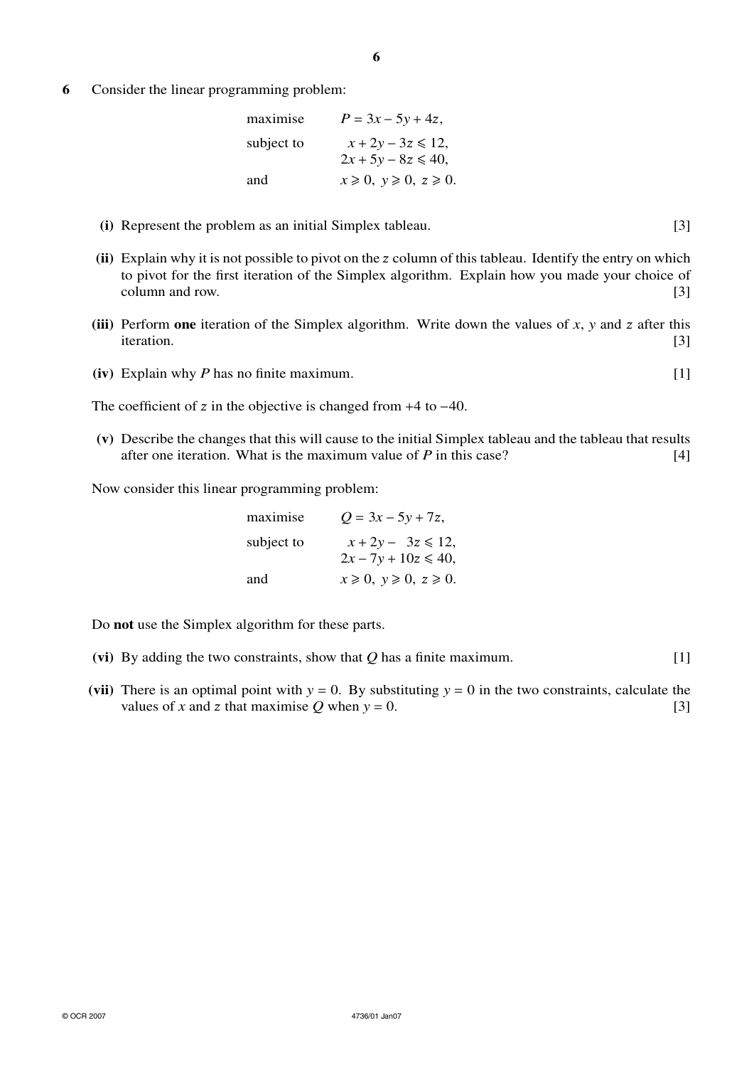**6** Consider the linear programming problem:

$$\begin{aligned}
&\text{maximise} && P = 3x - 5y + 4z,\\
&\text{subject to} && x + 2y - 3z \leqslant 12,\\
& && 2x + 5y - 8z \leqslant 40,\\
&\text{and} && x \geqslant 0,\ y \geqslant 0,\ z \geqslant 0.
\end{aligned}$$

**(i)** Represent the problem as an initial Simplex tableau. [3]

**(ii)** Explain why it is not possible to pivot on the $z$ column of this tableau. Identify the entry on which to pivot for the first iteration of the Simplex algorithm. Explain how you made your choice of column and row. [3]

**(iii)** Perform **one** iteration of the Simplex algorithm. Write down the values of $x$, $y$ and $z$ after this iteration. [3]

**(iv)** Explain why $P$ has no finite maximum. [1]

The coefficient of $z$ in the objective is changed from +4 to −40.

**(v)** Describe the changes that this will cause to the initial Simplex tableau and the tableau that results after one iteration. What is the maximum value of $P$ in this case? [4]

Now consider this linear programming problem:

$$\begin{aligned}
&\text{maximise} && Q = 3x - 5y + 7z,\\
&\text{subject to} && x + 2y - 3z \leqslant 12,\\
& && 2x - 7y + 10z \leqslant 40,\\
&\text{and} && x \geqslant 0,\ y \geqslant 0,\ z \geqslant 0.
\end{aligned}$$

Do **not** use the Simplex algorithm for these parts.

**(vi)** By adding the two constraints, show that $Q$ has a finite maximum. [1]

**(vii)** There is an optimal point with $y = 0$. By substituting $y = 0$ in the two constraints, calculate the values of $x$ and $z$ that maximise $Q$ when $y = 0$. [3]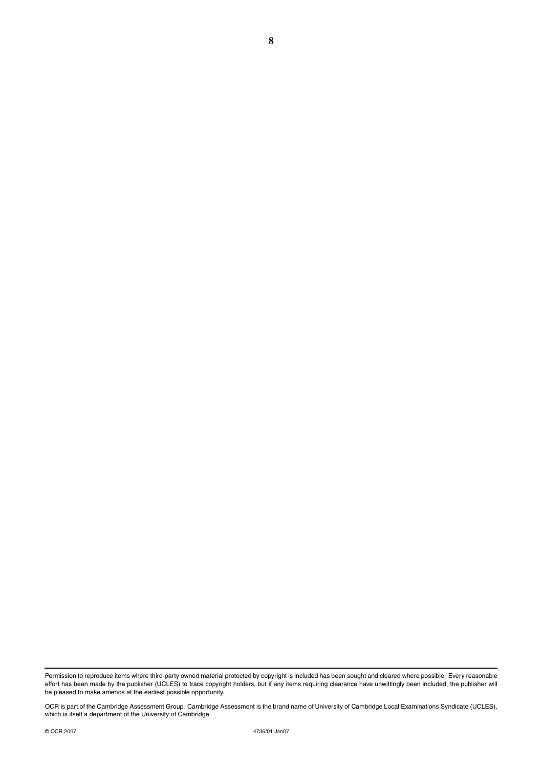Permission to reproduce items where third-party owned material protected by copyright is included has been sought and cleared where possible. Every reasonable effort has been made by the publisher (UCLES) to trace copyright holders, but if any items requiring clearance have unwittingly been included, the publisher will be pleased to make amends at the earliest possible opportunity.

OCR is part of the Cambridge Assessment Group. Cambridge Assessment is the brand name of University of Cambridge Local Examinations Syndicate (UCLES), which is itself a department of the University of Cambridge.

© OCR 2007 4736/01 Jan07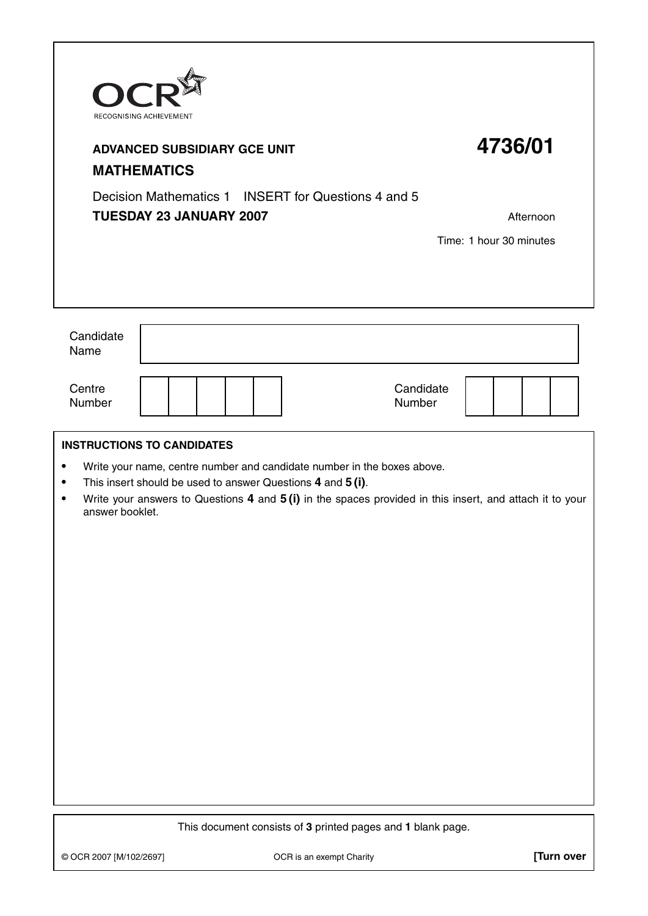OCR

RECOGNISING ACHIEVEMENT

**ADVANCED SUBSIDIARY GCE UNIT** **4736/01**

**MATHEMATICS**

Decision Mathematics 1 INSERT for Questions 4 and 5

**TUESDAY 23 JANUARY 2007** Afternoon

Time: 1 hour 30 minutes

| Candidate Name | |
|---|---|

| Centre Number | | | | | | Candidate Number | | | | |
|---|---|---|---|---|---|---|---|---|---|---|

**INSTRUCTIONS TO CANDIDATES**

- Write your name, centre number and candidate number in the boxes above.
- This insert should be used to answer Questions **4** and **5 (i)**.
- Write your answers to Questions **4** and **5 (i)** in the spaces provided in this insert, and attach it to your answer booklet.

This document consists of **3** printed pages and **1** blank page.

© OCR 2007 [M/102/2697] OCR is an exempt Charity **[Turn over**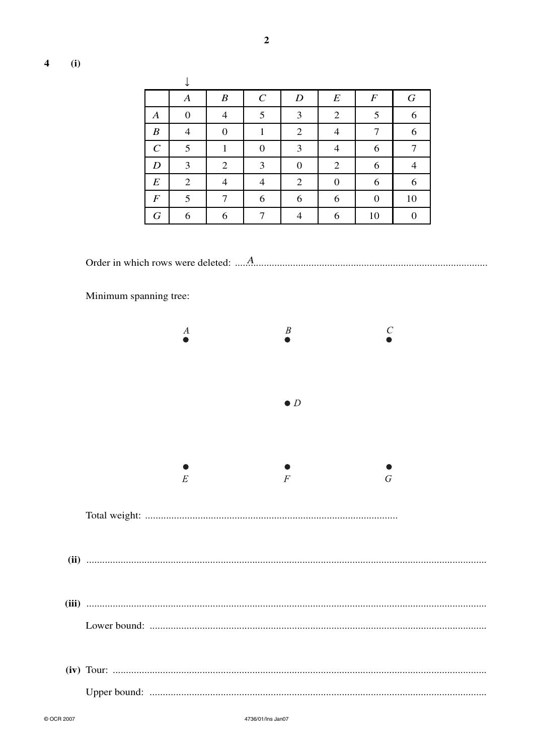**4 (i)**

↓

| | $A$ | $B$ | $C$ | $D$ | $E$ | $F$ | $G$ |
|---|---|---|---|---|---|---|---|
| $A$ | 0 | 4 | 5 | 3 | 2 | 5 | 6 |
| $B$ | 4 | 0 | 1 | 2 | 4 | 7 | 6 |
| $C$ | 5 | 1 | 0 | 3 | 4 | 6 | 7 |
| $D$ | 3 | 2 | 3 | 0 | 2 | 6 | 4 |
| $E$ | 2 | 4 | 4 | 2 | 0 | 6 | 6 |
| $F$ | 5 | 7 | 6 | 6 | 6 | 0 | 10 |
| $G$ | 6 | 6 | 7 | 4 | 6 | 10 | 0 |

Order in which rows were deleted: $A$ ..............................................................................................

Minimum spanning tree:

$A$ • $B$ • $C$ •

• $D$

• $E$ • $F$ • $G$

Total weight: ................................................................................................

**(ii)** ..............................................................................................................................................

**(iii)** ..............................................................................................................................................

Lower bound: ..............................................................................................................................

**(iv)** Tour: ..............................................................................................................................................

Upper bound: ..............................................................................................................................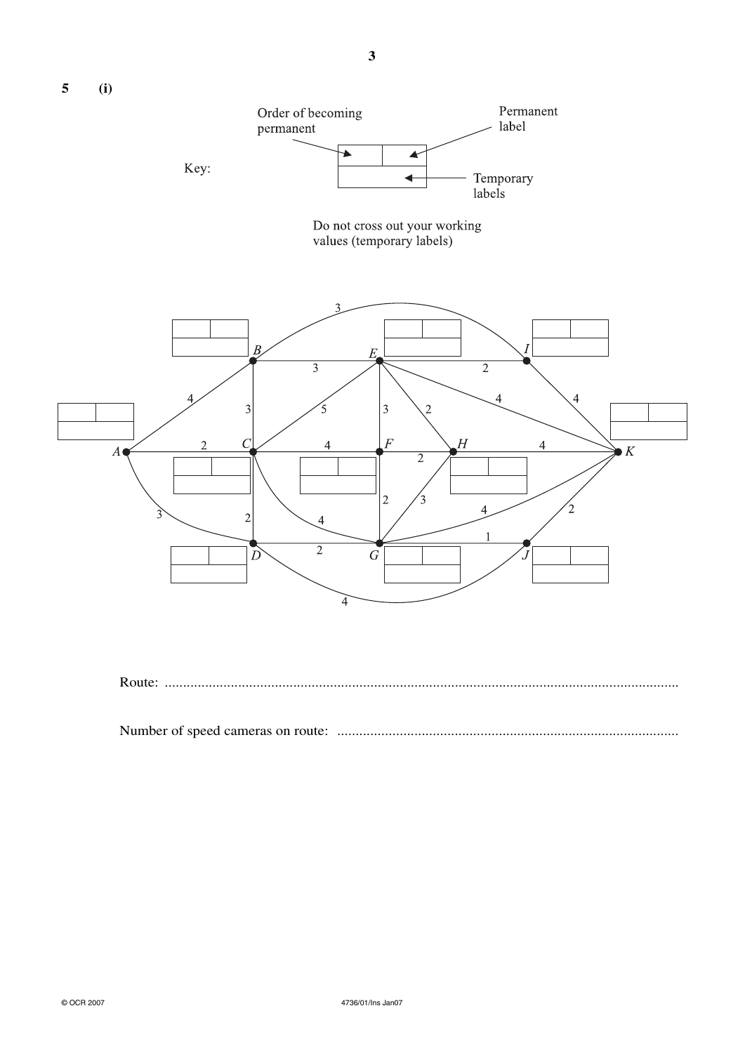**5 (i)**

Key:

Order of becoming permanent | Permanent label | Temporary labels

Do not cross out your working values (temporary labels)

Route: ..........................................................................................................................................

Number of speed cameras on route: ............................................................................................